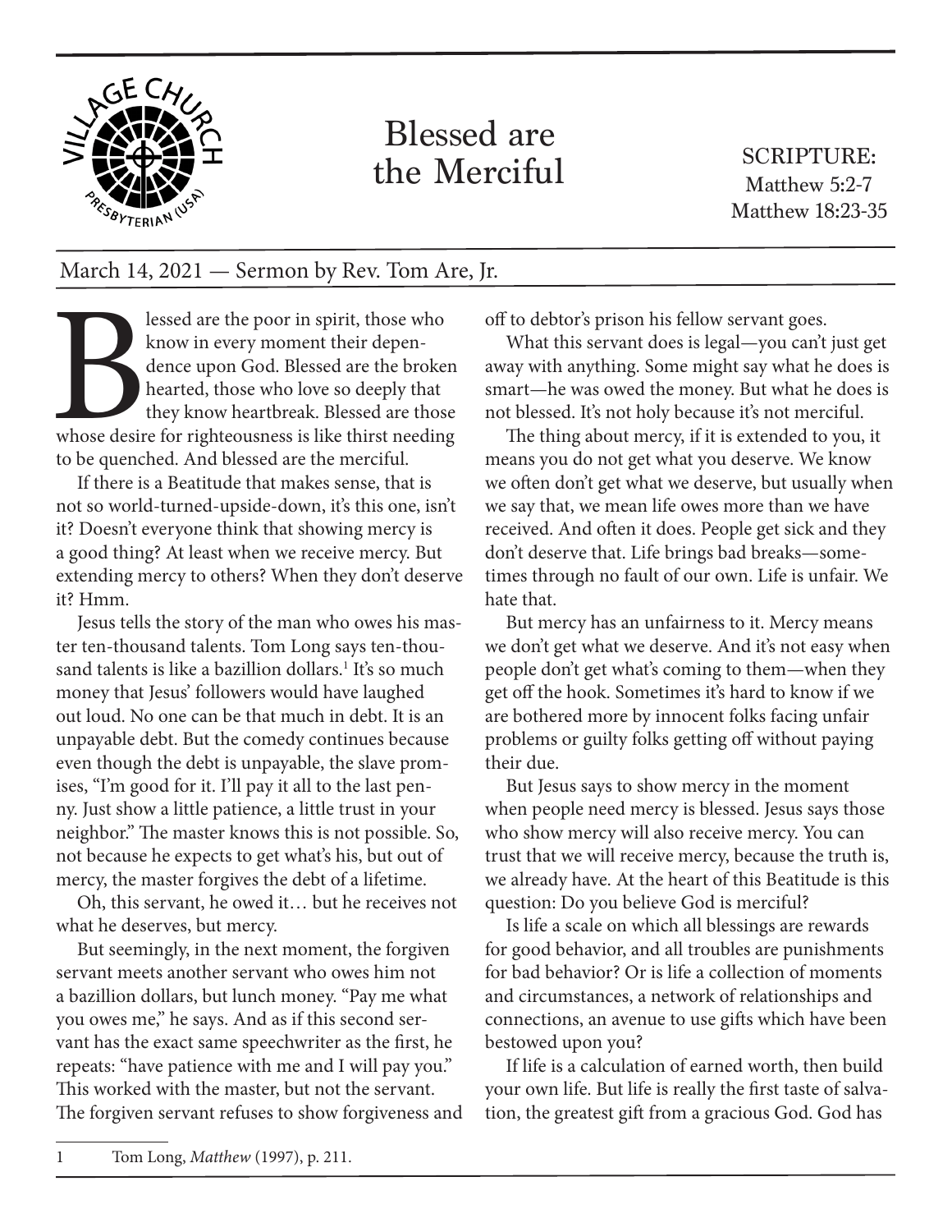# Blessed are the Merciful

SCRIPTURE:
Matthew 5:2-7
Matthew 18:23-35

March 14, 2021 — Sermon by Rev. Tom Are, Jr.

Blessed are the poor in spirit, those who know in every moment their dependence upon God. Blessed are the broken hearted, those who love so deeply that they know heartbreak. Blessed are those whose desire for righteousness is like thirst needing to be quenched. And blessed are the merciful.

If there is a Beatitude that makes sense, that is not so world-turned-upside-down, it's this one, isn't it? Doesn't everyone think that showing mercy is a good thing? At least when we receive mercy. But extending mercy to others? When they don't deserve it? Hmm.

Jesus tells the story of the man who owes his master ten-thousand talents. Tom Long says ten-thousand talents is like a bazillion dollars.[1] It's so much money that Jesus' followers would have laughed out loud. No one can be that much in debt. It is an unpayable debt. But the comedy continues because even though the debt is unpayable, the slave promises, "I'm good for it. I'll pay it all to the last penny. Just show a little patience, a little trust in your neighbor." The master knows this is not possible. So, not because he expects to get what's his, but out of mercy, the master forgives the debt of a lifetime.

Oh, this servant, he owed it… but he receives not what he deserves, but mercy.

But seemingly, in the next moment, the forgiven servant meets another servant who owes him not a bazillion dollars, but lunch money. "Pay me what you owes me," he says. And as if this second servant has the exact same speechwriter as the first, he repeats: "have patience with me and I will pay you." This worked with the master, but not the servant. The forgiven servant refuses to show forgiveness and off to debtor's prison his fellow servant goes.

What this servant does is legal—you can't just get away with anything. Some might say what he does is smart—he was owed the money. But what he does is not blessed. It's not holy because it's not merciful.

The thing about mercy, if it is extended to you, it means you do not get what you deserve. We know we often don't get what we deserve, but usually when we say that, we mean life owes more than we have received. And often it does. People get sick and they don't deserve that. Life brings bad breaks—sometimes through no fault of our own. Life is unfair. We hate that.

But mercy has an unfairness to it. Mercy means we don't get what we deserve. And it's not easy when people don't get what's coming to them—when they get off the hook. Sometimes it's hard to know if we are bothered more by innocent folks facing unfair problems or guilty folks getting off without paying their due.

But Jesus says to show mercy in the moment when people need mercy is blessed. Jesus says those who show mercy will also receive mercy. You can trust that we will receive mercy, because the truth is, we already have. At the heart of this Beatitude is this question: Do you believe God is merciful?

Is life a scale on which all blessings are rewards for good behavior, and all troubles are punishments for bad behavior? Or is life a collection of moments and circumstances, a network of relationships and connections, an avenue to use gifts which have been bestowed upon you?

If life is a calculation of earned worth, then build your own life. But life is really the first taste of salvation, the greatest gift from a gracious God. God has

---

1 Tom Long, *Matthew* (1997), p. 211.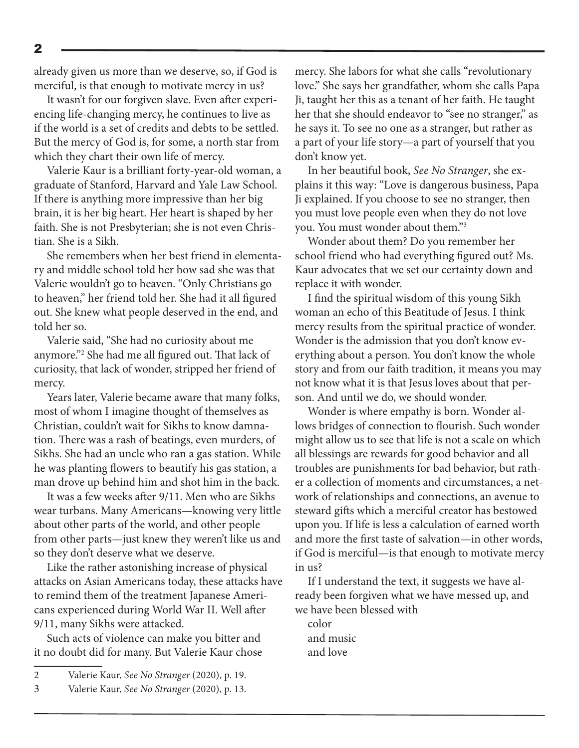already given us more than we deserve, so, if God is merciful, is that enough to motivate mercy in us?

It wasn't for our forgiven slave. Even after experiencing life-changing mercy, he continues to live as if the world is a set of credits and debts to be settled. But the mercy of God is, for some, a north star from which they chart their own life of mercy.

Valerie Kaur is a brilliant forty-year-old woman, a graduate of Stanford, Harvard and Yale Law School. If there is anything more impressive than her big brain, it is her big heart. Her heart is shaped by her faith. She is not Presbyterian; she is not even Christian. She is a Sikh.

She remembers when her best friend in elementary and middle school told her how sad she was that Valerie wouldn't go to heaven. "Only Christians go to heaven," her friend told her. She had it all figured out. She knew what people deserved in the end, and told her so.

Valerie said, "She had no curiosity about me anymore."[2] She had me all figured out. That lack of curiosity, that lack of wonder, stripped her friend of mercy.

Years later, Valerie became aware that many folks, most of whom I imagine thought of themselves as Christian, couldn't wait for Sikhs to know damnation. There was a rash of beatings, even murders, of Sikhs. She had an uncle who ran a gas station. While he was planting flowers to beautify his gas station, a man drove up behind him and shot him in the back.

It was a few weeks after 9/11. Men who are Sikhs wear turbans. Many Americans—knowing very little about other parts of the world, and other people from other parts—just knew they weren't like us and so they don't deserve what we deserve.

Like the rather astonishing increase of physical attacks on Asian Americans today, these attacks have to remind them of the treatment Japanese Americans experienced during World War II. Well after 9/11, many Sikhs were attacked.

Such acts of violence can make you bitter and it no doubt did for many. But Valerie Kaur chose mercy. She labors for what she calls "revolutionary love." She says her grandfather, whom she calls Papa Ji, taught her this as a tenant of her faith. He taught her that she should endeavor to "see no stranger," as he says it. To see no one as a stranger, but rather as a part of your life story—a part of yourself that you don't know yet.

In her beautiful book, *See No Stranger*, she explains it this way: "Love is dangerous business, Papa Ji explained. If you choose to see no stranger, then you must love people even when they do not love you. You must wonder about them."[3]

Wonder about them? Do you remember her school friend who had everything figured out? Ms. Kaur advocates that we set our certainty down and replace it with wonder.

I find the spiritual wisdom of this young Sikh woman an echo of this Beatitude of Jesus. I think mercy results from the spiritual practice of wonder. Wonder is the admission that you don't know everything about a person. You don't know the whole story and from our faith tradition, it means you may not know what it is that Jesus loves about that person. And until we do, we should wonder.

Wonder is where empathy is born. Wonder allows bridges of connection to flourish. Such wonder might allow us to see that life is not a scale on which all blessings are rewards for good behavior and all troubles are punishments for bad behavior, but rather a collection of moments and circumstances, a network of relationships and connections, an avenue to steward gifts which a merciful creator has bestowed upon you. If life is less a calculation of earned worth and more the first taste of salvation—in other words, if God is merciful—is that enough to motivate mercy in us?

If I understand the text, it suggests we have already been forgiven what we have messed up, and we have been blessed with

color
and music
and love

---

2 Valerie Kaur, *See No Stranger* (2020), p. 19.

3 Valerie Kaur, *See No Stranger* (2020), p. 13.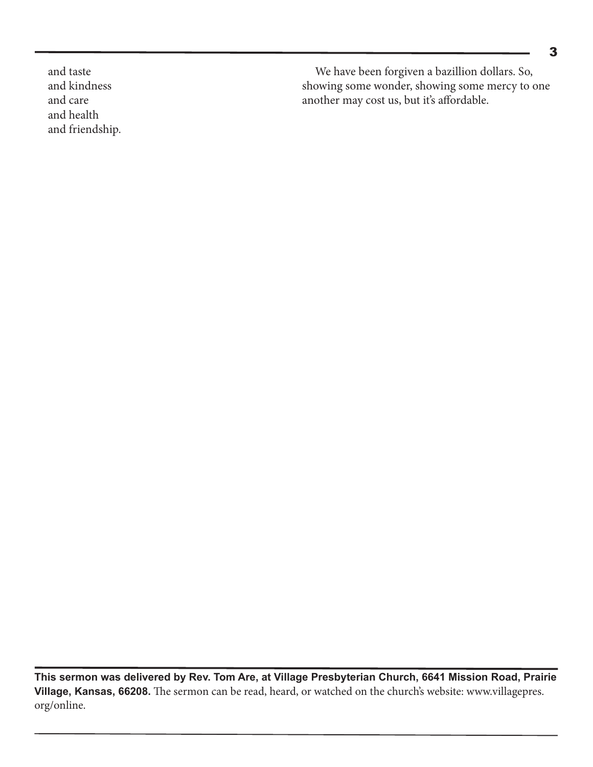and taste  
and kindness  
and care  
and health  
and friendship.

We have been forgiven a bazillion dollars. So, showing some wonder, showing some mercy to one another may cost us, but it's affordable.

**This sermon was delivered by Rev. Tom Are, at Village Presbyterian Church, 6641 Mission Road, Prairie Village, Kansas, 66208.** The sermon can be read, heard, or watched on the church's website: www.villagepres.org/online.